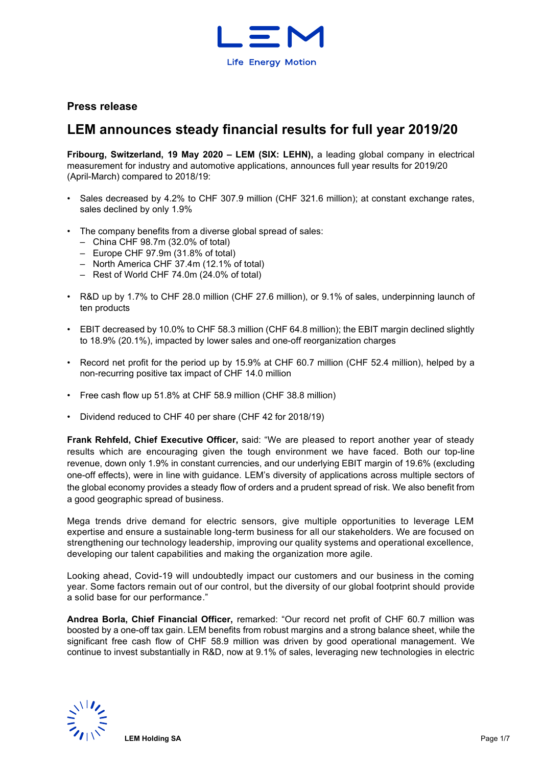**Press release**

# LEM announces steady financial results for full year 2019/20

**Fribourg, Switzerland, 19 May 2020 – LEM (SIX: LEHN),** a leading global company in electrical measurement for industry and automotive applications, announces full year results for 2019/20 (April-March) compared to 2018/19:

- Sales decreased by 4.2% to CHF 307.9 million (CHF 321.6 million); at constant exchange rates, sales declined by only 1.9%
- The company benefits from a diverse global spread of sales:
  - China CHF 98.7m (32.0% of total)
  - Europe CHF 97.9m (31.8% of total)
  - North America CHF 37.4m (12.1% of total)
  - Rest of World CHF 74.0m (24.0% of total)
- R&D up by 1.7% to CHF 28.0 million (CHF 27.6 million), or 9.1% of sales, underpinning launch of ten products
- EBIT decreased by 10.0% to CHF 58.3 million (CHF 64.8 million); the EBIT margin declined slightly to 18.9% (20.1%), impacted by lower sales and one-off reorganization charges
- Record net profit for the period up by 15.9% at CHF 60.7 million (CHF 52.4 million), helped by a non-recurring positive tax impact of CHF 14.0 million
- Free cash flow up 51.8% at CHF 58.9 million (CHF 38.8 million)
- Dividend reduced to CHF 40 per share (CHF 42 for 2018/19)

**Frank Rehfeld, Chief Executive Officer,** said: "We are pleased to report another year of steady results which are encouraging given the tough environment we have faced. Both our top-line revenue, down only 1.9% in constant currencies, and our underlying EBIT margin of 19.6% (excluding one-off effects), were in line with guidance. LEM's diversity of applications across multiple sectors of the global economy provides a steady flow of orders and a prudent spread of risk. We also benefit from a good geographic spread of business.

Mega trends drive demand for electric sensors, give multiple opportunities to leverage LEM expertise and ensure a sustainable long-term business for all our stakeholders. We are focused on strengthening our technology leadership, improving our quality systems and operational excellence, developing our talent capabilities and making the organization more agile.

Looking ahead, Covid-19 will undoubtedly impact our customers and our business in the coming year. Some factors remain out of our control, but the diversity of our global footprint should provide a solid base for our performance."

**Andrea Borla, Chief Financial Officer,** remarked: "Our record net profit of CHF 60.7 million was boosted by a one-off tax gain. LEM benefits from robust margins and a strong balance sheet, while the significant free cash flow of CHF 58.9 million was driven by good operational management. We continue to invest substantially in R&D, now at 9.1% of sales, leveraging new technologies in electric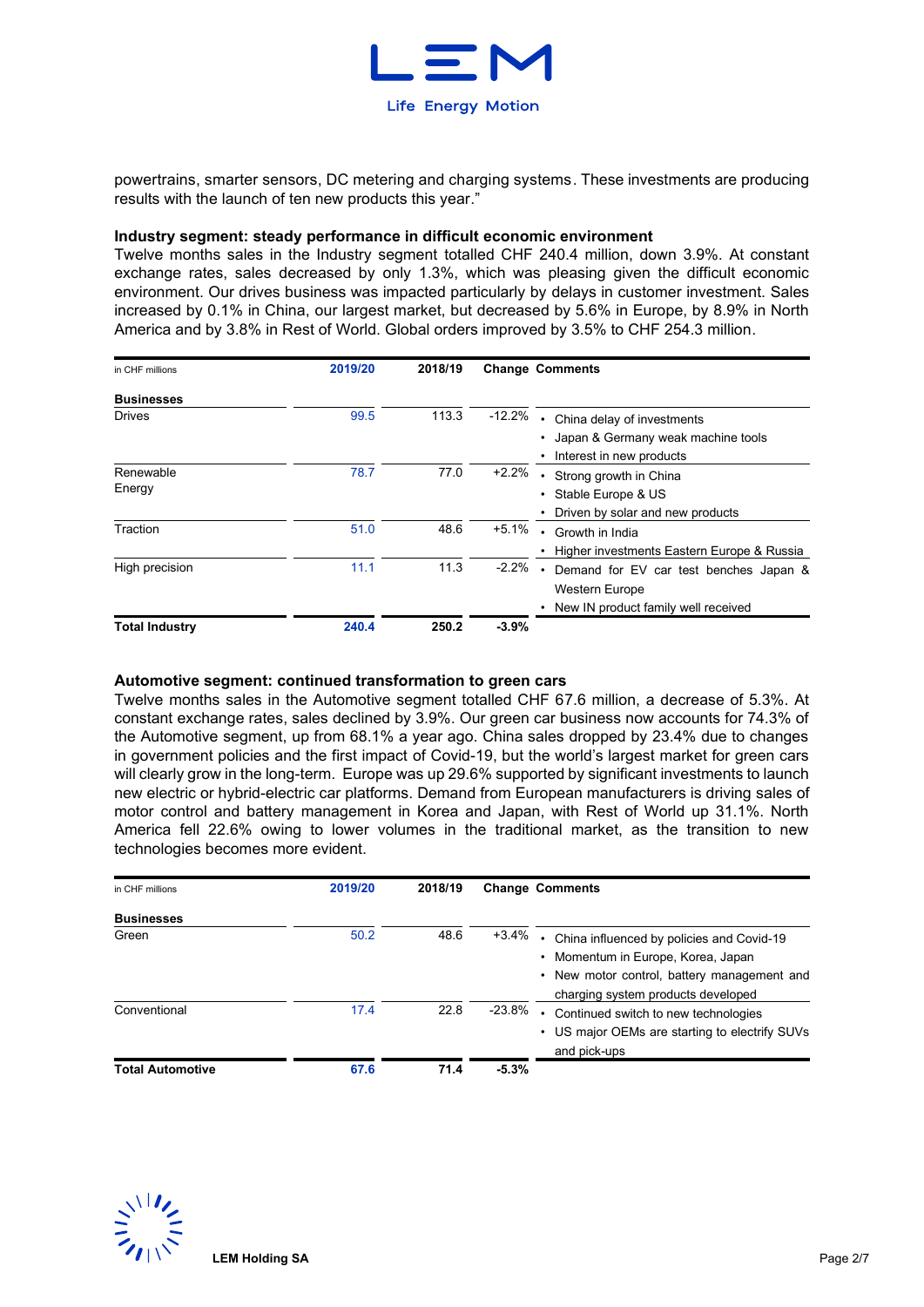powertrains, smarter sensors, DC metering and charging systems. These investments are producing results with the launch of ten new products this year."

**Industry segment: steady performance in difficult economic environment**

Twelve months sales in the Industry segment totalled CHF 240.4 million, down 3.9%. At constant exchange rates, sales decreased by only 1.3%, which was pleasing given the difficult economic environment. Our drives business was impacted particularly by delays in customer investment. Sales increased by 0.1% in China, our largest market, but decreased by 5.6% in Europe, by 8.9% in North America and by 3.8% in Rest of World. Global orders improved by 3.5% to CHF 254.3 million.

| in CHF millions | 2019/20 | 2018/19 | Change | Comments |
|---|---|---|---|---|
| **Businesses** | | | | |
| Drives | 99.5 | 113.3 | -12.2% | • China delay of investments<br>• Japan & Germany weak machine tools<br>• Interest in new products |
| Renewable Energy | 78.7 | 77.0 | +2.2% | • Strong growth in China<br>• Stable Europe & US<br>• Driven by solar and new products |
| Traction | 51.0 | 48.6 | +5.1% | • Growth in India<br>• Higher investments Eastern Europe & Russia |
| High precision | 11.1 | 11.3 | -2.2% | • Demand for EV car test benches Japan & Western Europe<br>• New IN product family well received |
| **Total Industry** | **240.4** | **250.2** | **-3.9%** | |

**Automotive segment: continued transformation to green cars**

Twelve months sales in the Automotive segment totalled CHF 67.6 million, a decrease of 5.3%. At constant exchange rates, sales declined by 3.9%. Our green car business now accounts for 74.3% of the Automotive segment, up from 68.1% a year ago. China sales dropped by 23.4% due to changes in government policies and the first impact of Covid-19, but the world's largest market for green cars will clearly grow in the long-term. Europe was up 29.6% supported by significant investments to launch new electric or hybrid-electric car platforms. Demand from European manufacturers is driving sales of motor control and battery management in Korea and Japan, with Rest of World up 31.1%. North America fell 22.6% owing to lower volumes in the traditional market, as the transition to new technologies becomes more evident.

| in CHF millions | 2019/20 | 2018/19 | Change | Comments |
|---|---|---|---|---|
| **Businesses** | | | | |
| Green | 50.2 | 48.6 | +3.4% | • China influenced by policies and Covid-19<br>• Momentum in Europe, Korea, Japan<br>• New motor control, battery management and charging system products developed |
| Conventional | 17.4 | 22.8 | -23.8% | • Continued switch to new technologies<br>• US major OEMs are starting to electrify SUVs and pick-ups |
| **Total Automotive** | **67.6** | **71.4** | **-5.3%** | |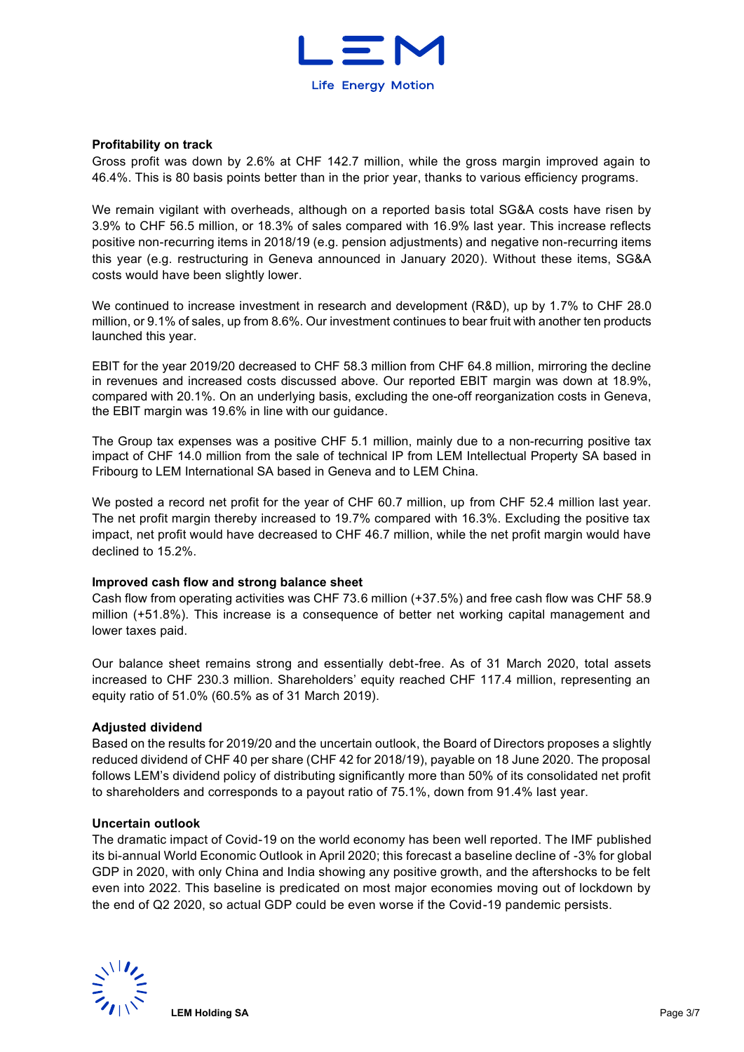**Profitability on track**

Gross profit was down by 2.6% at CHF 142.7 million, while the gross margin improved again to 46.4%. This is 80 basis points better than in the prior year, thanks to various efficiency programs.

We remain vigilant with overheads, although on a reported basis total SG&A costs have risen by 3.9% to CHF 56.5 million, or 18.3% of sales compared with 16.9% last year. This increase reflects positive non-recurring items in 2018/19 (e.g. pension adjustments) and negative non-recurring items this year (e.g. restructuring in Geneva announced in January 2020). Without these items, SG&A costs would have been slightly lower.

We continued to increase investment in research and development (R&D), up by 1.7% to CHF 28.0 million, or 9.1% of sales, up from 8.6%. Our investment continues to bear fruit with another ten products launched this year.

EBIT for the year 2019/20 decreased to CHF 58.3 million from CHF 64.8 million, mirroring the decline in revenues and increased costs discussed above. Our reported EBIT margin was down at 18.9%, compared with 20.1%. On an underlying basis, excluding the one-off reorganization costs in Geneva, the EBIT margin was 19.6% in line with our guidance.

The Group tax expenses was a positive CHF 5.1 million, mainly due to a non-recurring positive tax impact of CHF 14.0 million from the sale of technical IP from LEM Intellectual Property SA based in Fribourg to LEM International SA based in Geneva and to LEM China.

We posted a record net profit for the year of CHF 60.7 million, up from CHF 52.4 million last year. The net profit margin thereby increased to 19.7% compared with 16.3%. Excluding the positive tax impact, net profit would have decreased to CHF 46.7 million, while the net profit margin would have declined to 15.2%.

**Improved cash flow and strong balance sheet**

Cash flow from operating activities was CHF 73.6 million (+37.5%) and free cash flow was CHF 58.9 million (+51.8%). This increase is a consequence of better net working capital management and lower taxes paid.

Our balance sheet remains strong and essentially debt-free. As of 31 March 2020, total assets increased to CHF 230.3 million. Shareholders' equity reached CHF 117.4 million, representing an equity ratio of 51.0% (60.5% as of 31 March 2019).

**Adjusted dividend**

Based on the results for 2019/20 and the uncertain outlook, the Board of Directors proposes a slightly reduced dividend of CHF 40 per share (CHF 42 for 2018/19), payable on 18 June 2020. The proposal follows LEM's dividend policy of distributing significantly more than 50% of its consolidated net profit to shareholders and corresponds to a payout ratio of 75.1%, down from 91.4% last year.

**Uncertain outlook**

The dramatic impact of Covid-19 on the world economy has been well reported. The IMF published its bi-annual World Economic Outlook in April 2020; this forecast a baseline decline of -3% for global GDP in 2020, with only China and India showing any positive growth, and the aftershocks to be felt even into 2022. This baseline is predicated on most major economies moving out of lockdown by the end of Q2 2020, so actual GDP could be even worse if the Covid-19 pandemic persists.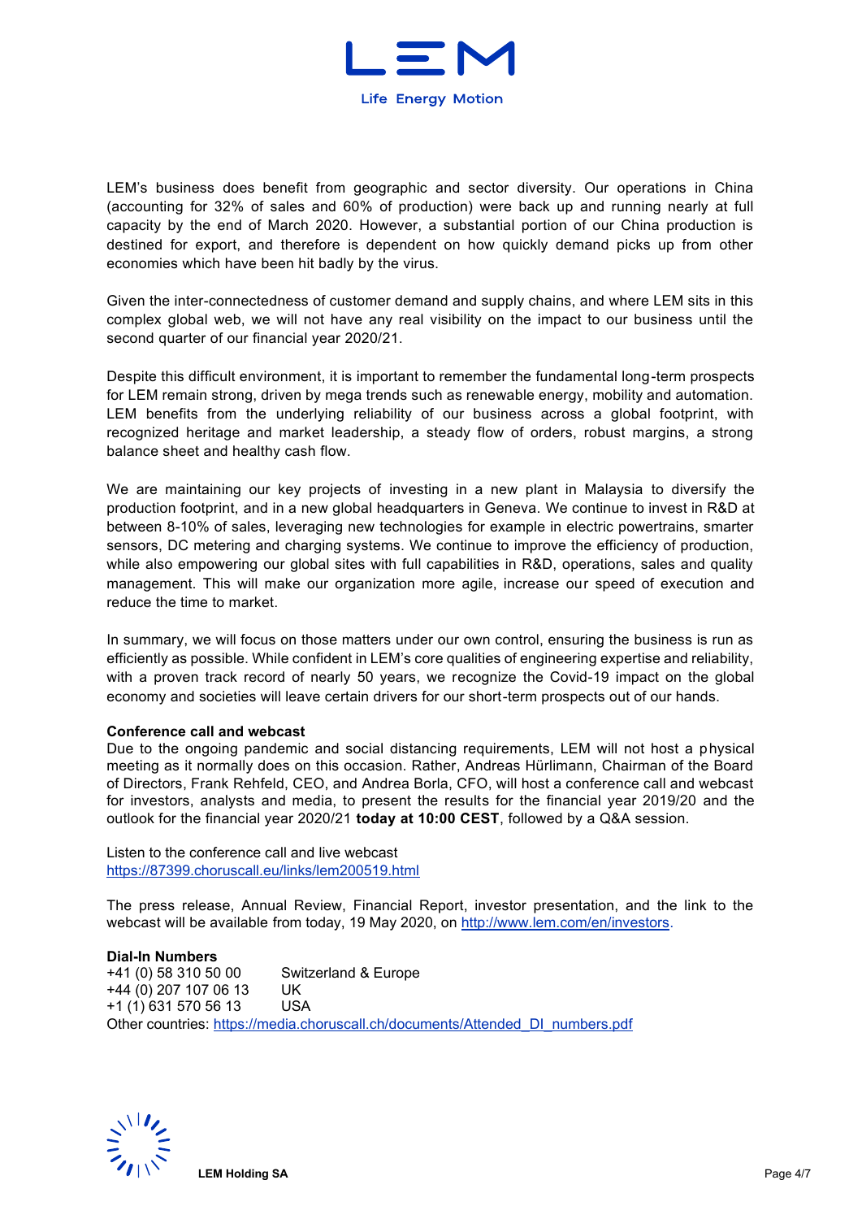LEM's business does benefit from geographic and sector diversity. Our operations in China (accounting for 32% of sales and 60% of production) were back up and running nearly at full capacity by the end of March 2020. However, a substantial portion of our China production is destined for export, and therefore is dependent on how quickly demand picks up from other economies which have been hit badly by the virus.

Given the inter-connectedness of customer demand and supply chains, and where LEM sits in this complex global web, we will not have any real visibility on the impact to our business until the second quarter of our financial year 2020/21.

Despite this difficult environment, it is important to remember the fundamental long-term prospects for LEM remain strong, driven by mega trends such as renewable energy, mobility and automation. LEM benefits from the underlying reliability of our business across a global footprint, with recognized heritage and market leadership, a steady flow of orders, robust margins, a strong balance sheet and healthy cash flow.

We are maintaining our key projects of investing in a new plant in Malaysia to diversify the production footprint, and in a new global headquarters in Geneva. We continue to invest in R&D at between 8-10% of sales, leveraging new technologies for example in electric powertrains, smarter sensors, DC metering and charging systems. We continue to improve the efficiency of production, while also empowering our global sites with full capabilities in R&D, operations, sales and quality management. This will make our organization more agile, increase our speed of execution and reduce the time to market.

In summary, we will focus on those matters under our own control, ensuring the business is run as efficiently as possible. While confident in LEM's core qualities of engineering expertise and reliability, with a proven track record of nearly 50 years, we recognize the Covid-19 impact on the global economy and societies will leave certain drivers for our short-term prospects out of our hands.

**Conference call and webcast**
Due to the ongoing pandemic and social distancing requirements, LEM will not host a physical meeting as it normally does on this occasion. Rather, Andreas Hürlimann, Chairman of the Board of Directors, Frank Rehfeld, CEO, and Andrea Borla, CFO, will host a conference call and webcast for investors, analysts and media, to present the results for the financial year 2019/20 and the outlook for the financial year 2020/21 **today at 10:00 CEST**, followed by a Q&A session.

Listen to the conference call and live webcast
https://87399.choruscall.eu/links/lem200519.html

The press release, Annual Review, Financial Report, investor presentation, and the link to the webcast will be available from today, 19 May 2020, on http://www.lem.com/en/investors.

**Dial-In Numbers**

| | |
|---|---|
| +41 (0) 58 310 50 00 | Switzerland & Europe |
| +44 (0) 207 107 06 13 | UK |
| +1 (1) 631 570 56 13 | USA |

Other countries: https://media.choruscall.ch/documents/Attended_DI_numbers.pdf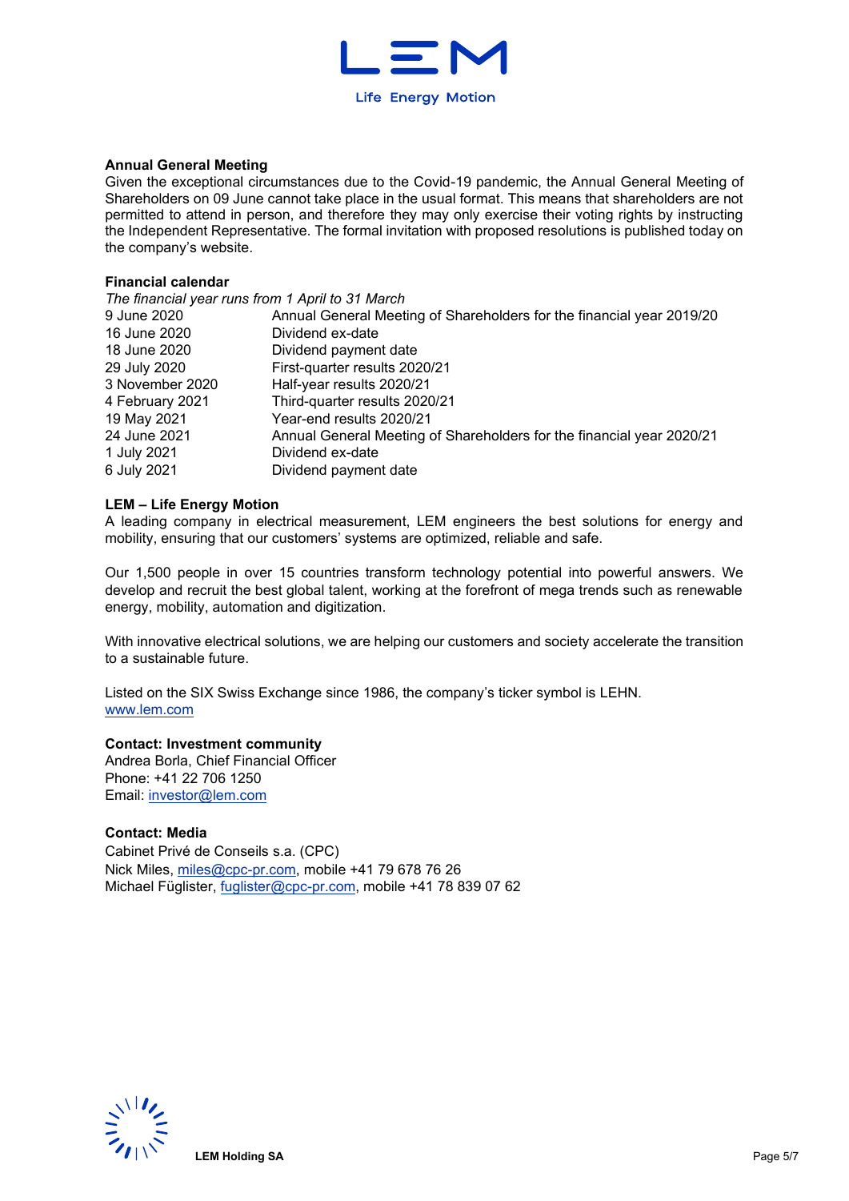### Annual General Meeting

Given the exceptional circumstances due to the Covid-19 pandemic, the Annual General Meeting of Shareholders on 09 June cannot take place in the usual format. This means that shareholders are not permitted to attend in person, and therefore they may only exercise their voting rights by instructing the Independent Representative. The formal invitation with proposed resolutions is published today on the company's website.

### Financial calendar

*The financial year runs from 1 April to 31 March*

| | |
|---|---|
| 9 June 2020 | Annual General Meeting of Shareholders for the financial year 2019/20 |
| 16 June 2020 | Dividend ex-date |
| 18 June 2020 | Dividend payment date |
| 29 July 2020 | First-quarter results 2020/21 |
| 3 November 2020 | Half-year results 2020/21 |
| 4 February 2021 | Third-quarter results 2020/21 |
| 19 May 2021 | Year-end results 2020/21 |
| 24 June 2021 | Annual General Meeting of Shareholders for the financial year 2020/21 |
| 1 July 2021 | Dividend ex-date |
| 6 July 2021 | Dividend payment date |

### LEM – Life Energy Motion

A leading company in electrical measurement, LEM engineers the best solutions for energy and mobility, ensuring that our customers' systems are optimized, reliable and safe.

Our 1,500 people in over 15 countries transform technology potential into powerful answers. We develop and recruit the best global talent, working at the forefront of mega trends such as renewable energy, mobility, automation and digitization.

With innovative electrical solutions, we are helping our customers and society accelerate the transition to a sustainable future.

Listed on the SIX Swiss Exchange since 1986, the company's ticker symbol is LEHN.
www.lem.com

**Contact: Investment community**
Andrea Borla, Chief Financial Officer
Phone: +41 22 706 1250
Email: investor@lem.com

**Contact: Media**
Cabinet Privé de Conseils s.a. (CPC)
Nick Miles, miles@cpc-pr.com, mobile +41 79 678 76 26
Michael Füglister, fuglister@cpc-pr.com, mobile +41 78 839 07 62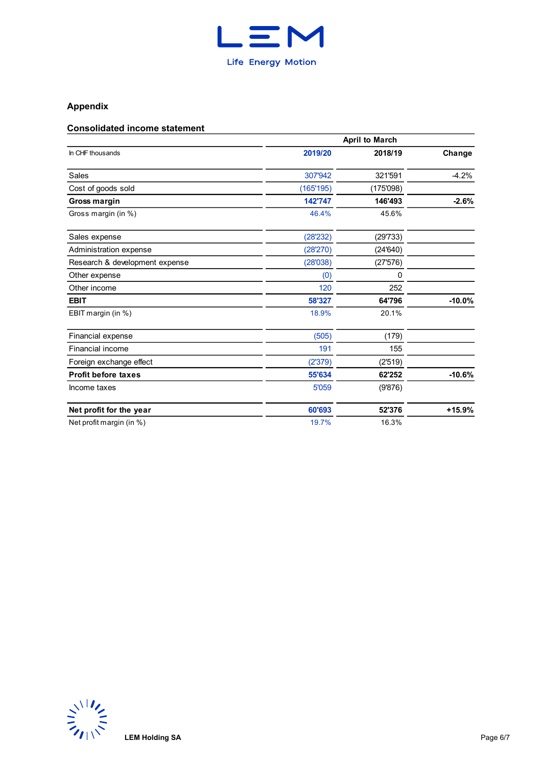## Appendix

### Consolidated income statement

| In CHF thousands | April to March 2019/20 | April to March 2018/19 | Change |
|---|---|---|---|
| Sales | 307'942 | 321'591 | -4.2% |
| Cost of goods sold | (165'195) | (175'098) | |
| **Gross margin** | **142'747** | **146'493** | **-2.6%** |
| Gross margin (in %) | 46.4% | 45.6% | |
| Sales expense | (28'232) | (29'733) | |
| Administration expense | (28'270) | (24'640) | |
| Research & development expense | (28'038) | (27'576) | |
| Other expense | (0) | 0 | |
| Other income | 120 | 252 | |
| **EBIT** | **58'327** | **64'796** | **-10.0%** |
| EBIT margin (in %) | 18.9% | 20.1% | |
| Financial expense | (505) | (179) | |
| Financial income | 191 | 155 | |
| Foreign exchange effect | (2'379) | (2'519) | |
| **Profit before taxes** | **55'634** | **62'252** | **-10.6%** |
| Income taxes | 5'059 | (9'876) | |
| **Net profit for the year** | **60'693** | **52'376** | **+15.9%** |
| Net profit margin (in %) | 19.7% | 16.3% | |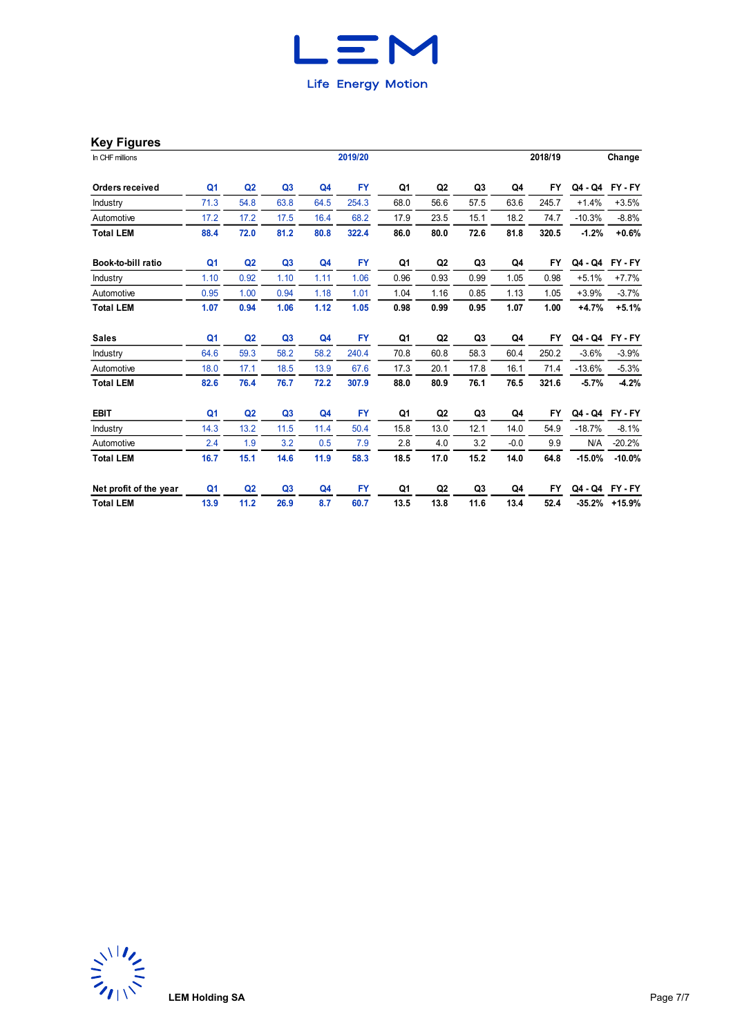## Key Figures

In CHF millions

| | 2019/20 | | | | | 2018/19 | | | | | Change | |
|---|---|---|---|---|---|---|---|---|---|---|---|---|
| **Orders received** | **Q1** | **Q2** | **Q3** | **Q4** | **FY** | **Q1** | **Q2** | **Q3** | **Q4** | **FY** | **Q4 - Q4** | **FY - FY** |
| Industry | 71.3 | 54.8 | 63.8 | 64.5 | 254.3 | 68.0 | 56.6 | 57.5 | 63.6 | 245.7 | +1.4% | +3.5% |
| Automotive | 17.2 | 17.2 | 17.5 | 16.4 | 68.2 | 17.9 | 23.5 | 15.1 | 18.2 | 74.7 | -10.3% | -8.8% |
| **Total LEM** | **88.4** | **72.0** | **81.2** | **80.8** | **322.4** | **86.0** | **80.0** | **72.6** | **81.8** | **320.5** | **-1.2%** | **+0.6%** |
| **Book-to-bill ratio** | **Q1** | **Q2** | **Q3** | **Q4** | **FY** | **Q1** | **Q2** | **Q3** | **Q4** | **FY** | **Q4 - Q4** | **FY - FY** |
| Industry | 1.10 | 0.92 | 1.10 | 1.11 | 1.06 | 0.96 | 0.93 | 0.99 | 1.05 | 0.98 | +5.1% | +7.7% |
| Automotive | 0.95 | 1.00 | 0.94 | 1.18 | 1.01 | 1.04 | 1.16 | 0.85 | 1.13 | 1.05 | +3.9% | -3.7% |
| **Total LEM** | **1.07** | **0.94** | **1.06** | **1.12** | **1.05** | **0.98** | **0.99** | **0.95** | **1.07** | **1.00** | **+4.7%** | **+5.1%** |
| **Sales** | **Q1** | **Q2** | **Q3** | **Q4** | **FY** | **Q1** | **Q2** | **Q3** | **Q4** | **FY** | **Q4 - Q4** | **FY - FY** |
| Industry | 64.6 | 59.3 | 58.2 | 58.2 | 240.4 | 70.8 | 60.8 | 58.3 | 60.4 | 250.2 | -3.6% | -3.9% |
| Automotive | 18.0 | 17.1 | 18.5 | 13.9 | 67.6 | 17.3 | 20.1 | 17.8 | 16.1 | 71.4 | -13.6% | -5.3% |
| **Total LEM** | **82.6** | **76.4** | **76.7** | **72.2** | **307.9** | **88.0** | **80.9** | **76.1** | **76.5** | **321.6** | **-5.7%** | **-4.2%** |
| **EBIT** | **Q1** | **Q2** | **Q3** | **Q4** | **FY** | **Q1** | **Q2** | **Q3** | **Q4** | **FY** | **Q4 - Q4** | **FY - FY** |
| Industry | 14.3 | 13.2 | 11.5 | 11.4 | 50.4 | 15.8 | 13.0 | 12.1 | 14.0 | 54.9 | -18.7% | -8.1% |
| Automotive | 2.4 | 1.9 | 3.2 | 0.5 | 7.9 | 2.8 | 4.0 | 3.2 | -0.0 | 9.9 | N/A | -20.2% |
| **Total LEM** | **16.7** | **15.1** | **14.6** | **11.9** | **58.3** | **18.5** | **17.0** | **15.2** | **14.0** | **64.8** | **-15.0%** | **-10.0%** |
| **Net profit of the year** | **Q1** | **Q2** | **Q3** | **Q4** | **FY** | **Q1** | **Q2** | **Q3** | **Q4** | **FY** | **Q4 - Q4** | **FY - FY** |
| **Total LEM** | **13.9** | **11.2** | **26.9** | **8.7** | **60.7** | **13.5** | **13.8** | **11.6** | **13.4** | **52.4** | **-35.2%** | **+15.9%** |

LEM Holding SA